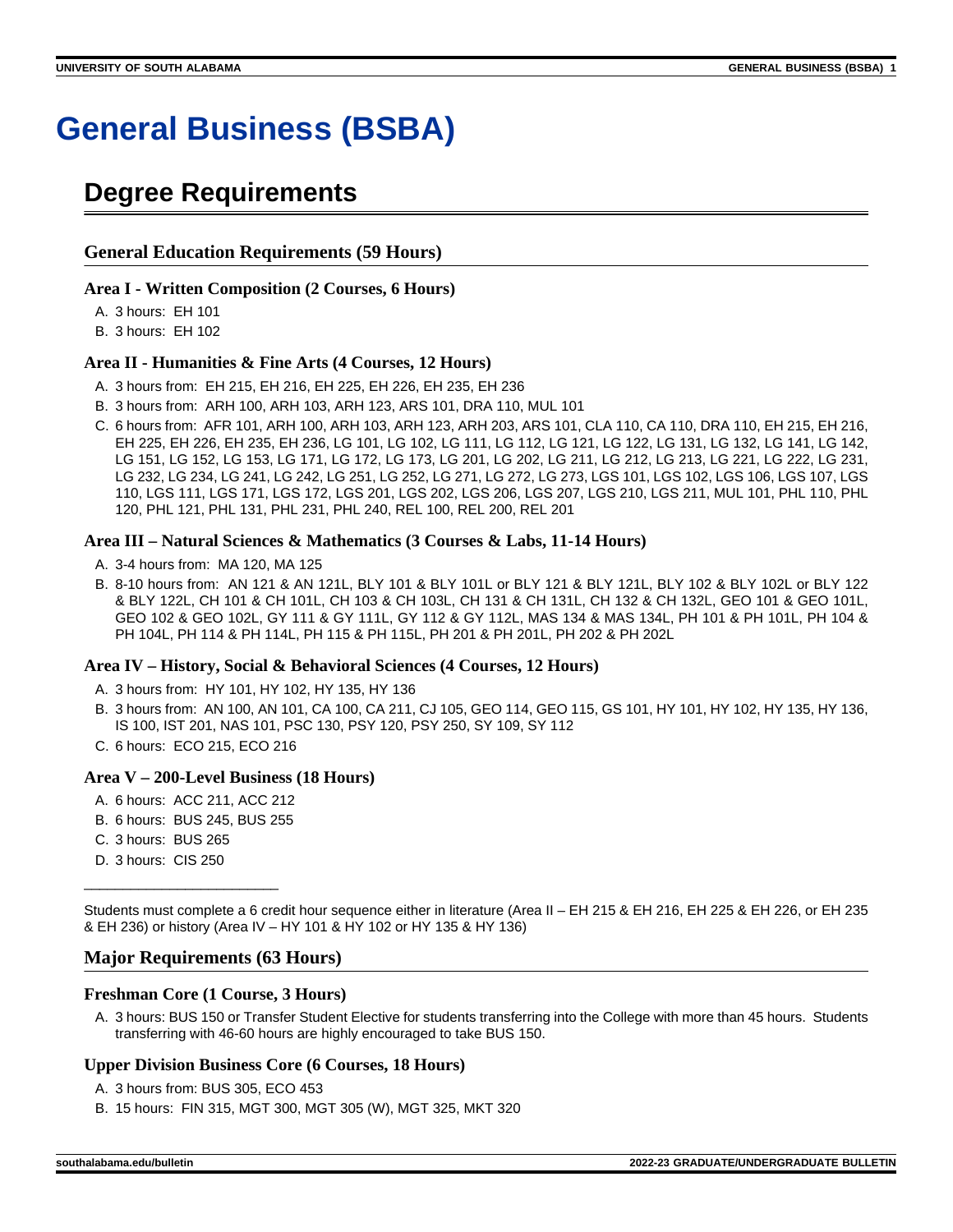# General Business (BSBA)

## Degree Requirements

### General Education Requirements (59 Hours)

#### Area I - Written Composition (2 Courses, 6 Hours)

A. 3 hours: EH 101
B. 3 hours: EH 102

#### Area II - Humanities & Fine Arts (4 Courses, 12 Hours)

A. 3 hours from: EH 215, EH 216, EH 225, EH 226, EH 235, EH 236
B. 3 hours from: ARH 100, ARH 103, ARH 123, ARS 101, DRA 110, MUL 101
C. 6 hours from: AFR 101, ARH 100, ARH 103, ARH 123, ARH 203, ARS 101, CLA 110, CA 110, DRA 110, EH 215, EH 216, EH 225, EH 226, EH 235, EH 236, LG 101, LG 102, LG 111, LG 112, LG 121, LG 122, LG 131, LG 132, LG 141, LG 142, LG 151, LG 152, LG 153, LG 171, LG 172, LG 173, LG 201, LG 202, LG 211, LG 212, LG 213, LG 221, LG 222, LG 231, LG 232, LG 234, LG 241, LG 242, LG 251, LG 252, LG 271, LG 272, LG 273, LGS 101, LGS 102, LGS 106, LGS 107, LGS 110, LGS 111, LGS 171, LGS 172, LGS 201, LGS 202, LGS 206, LGS 207, LGS 210, LGS 211, MUL 101, PHL 110, PHL 120, PHL 121, PHL 131, PHL 231, PHL 240, REL 100, REL 200, REL 201

#### Area III – Natural Sciences & Mathematics (3 Courses & Labs, 11-14 Hours)

A. 3-4 hours from: MA 120, MA 125
B. 8-10 hours from: AN 121 & AN 121L, BLY 101 & BLY 101L or BLY 121 & BLY 121L, BLY 102 & BLY 102L or BLY 122 & BLY 122L, CH 101 & CH 101L, CH 103 & CH 103L, CH 131 & CH 131L, CH 132 & CH 132L, GEO 101 & GEO 101L, GEO 102 & GEO 102L, GY 111 & GY 111L, GY 112 & GY 112L, MAS 134 & MAS 134L, PH 101 & PH 101L, PH 104 & PH 104L, PH 114 & PH 114L, PH 115 & PH 115L, PH 201 & PH 201L, PH 202 & PH 202L

#### Area IV – History, Social & Behavioral Sciences (4 Courses, 12 Hours)

A. 3 hours from: HY 101, HY 102, HY 135, HY 136
B. 3 hours from: AN 100, AN 101, CA 100, CA 211, CJ 105, GEO 114, GEO 115, GS 101, HY 101, HY 102, HY 135, HY 136, IS 100, IST 201, NAS 101, PSC 130, PSY 120, PSY 250, SY 109, SY 112
C. 6 hours: ECO 215, ECO 216

#### Area V – 200-Level Business (18 Hours)

A. 6 hours: ACC 211, ACC 212
B. 6 hours: BUS 245, BUS 255
C. 3 hours: BUS 265
D. 3 hours: CIS 250

---

Students must complete a 6 credit hour sequence either in literature (Area II – EH 215 & EH 216, EH 225 & EH 226, or EH 235 & EH 236) or history (Area IV – HY 101 & HY 102 or HY 135 & HY 136)

### Major Requirements (63 Hours)

#### Freshman Core (1 Course, 3 Hours)

A. 3 hours: BUS 150 or Transfer Student Elective for students transferring into the College with more than 45 hours. Students transferring with 46-60 hours are highly encouraged to take BUS 150.

#### Upper Division Business Core (6 Courses, 18 Hours)

A. 3 hours from: BUS 305, ECO 453
B. 15 hours: FIN 315, MGT 300, MGT 305 (W), MGT 325, MKT 320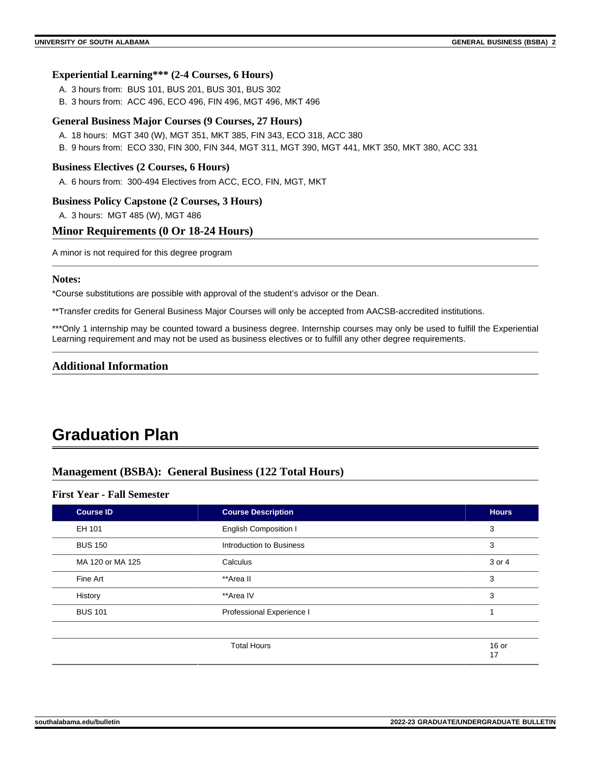### Experiential Learning*** (2-4 Courses, 6 Hours)

A. 3 hours from: BUS 101, BUS 201, BUS 301, BUS 302
B. 3 hours from: ACC 496, ECO 496, FIN 496, MGT 496, MKT 496

### General Business Major Courses (9 Courses, 27 Hours)

A. 18 hours: MGT 340 (W), MGT 351, MKT 385, FIN 343, ECO 318, ACC 380
B. 9 hours from: ECO 330, FIN 300, FIN 344, MGT 311, MGT 390, MGT 441, MKT 350, MKT 380, ACC 331

### Business Electives (2 Courses, 6 Hours)

A. 6 hours from: 300-494 Electives from ACC, ECO, FIN, MGT, MKT

### Business Policy Capstone (2 Courses, 3 Hours)

A. 3 hours: MGT 485 (W), MGT 486

## Minor Requirements (0 Or 18-24 Hours)

A minor is not required for this degree program

### Notes:

*Course substitutions are possible with approval of the student's advisor or the Dean.

**Transfer credits for General Business Major Courses will only be accepted from AACSB-accredited institutions.

***Only 1 internship may be counted toward a business degree. Internship courses may only be used to fulfill the Experiential Learning requirement and may not be used as business electives or to fulfill any other degree requirements.

## Additional Information

# Graduation Plan

## Management (BSBA): General Business (122 Total Hours)

### First Year - Fall Semester

| Course ID | Course Description | Hours |
|---|---|---|
| EH 101 | English Composition I | 3 |
| BUS 150 | Introduction to Business | 3 |
| MA 120 or MA 125 | Calculus | 3 or 4 |
| Fine Art | **Area II | 3 |
| History | **Area IV | 3 |
| BUS 101 | Professional Experience I | 1 |
| | | |
| | Total Hours | 16 or 17 |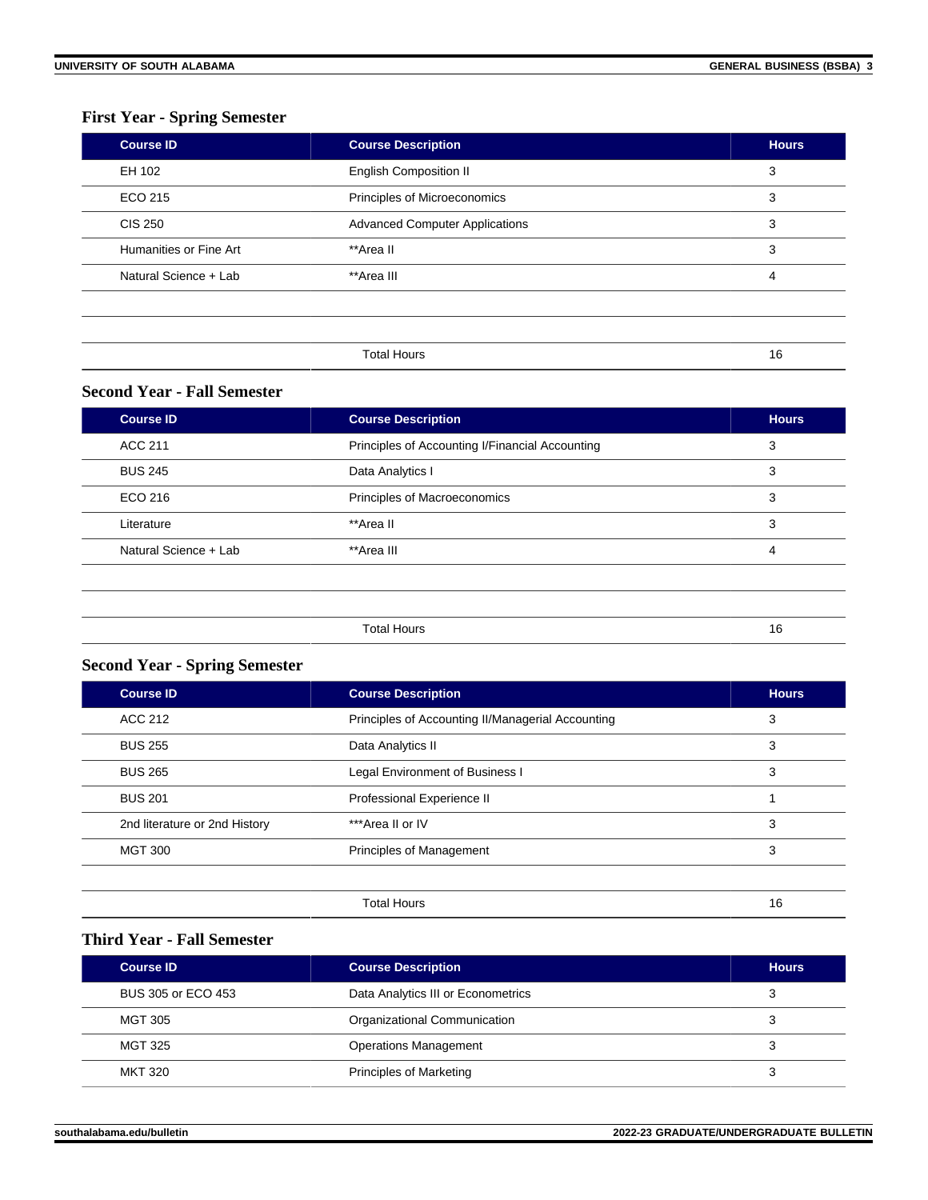### First Year - Spring Semester

| Course ID | Course Description | Hours |
|---|---|---|
| EH 102 | English Composition II | 3 |
| ECO 215 | Principles of Microeconomics | 3 |
| CIS 250 | Advanced Computer Applications | 3 |
| Humanities or Fine Art | **Area II | 3 |
| Natural Science + Lab | **Area III | 4 |
| | | |
| | | |
| | Total Hours | 16 |

### Second Year - Fall Semester

| Course ID | Course Description | Hours |
|---|---|---|
| ACC 211 | Principles of Accounting I/Financial Accounting | 3 |
| BUS 245 | Data Analytics I | 3 |
| ECO 216 | Principles of Macroeconomics | 3 |
| Literature | **Area II | 3 |
| Natural Science + Lab | **Area III | 4 |
| | | |
| | | |
| | Total Hours | 16 |

### Second Year - Spring Semester

| Course ID | Course Description | Hours |
|---|---|---|
| ACC 212 | Principles of Accounting II/Managerial Accounting | 3 |
| BUS 255 | Data Analytics II | 3 |
| BUS 265 | Legal Environment of Business I | 3 |
| BUS 201 | Professional Experience II | 1 |
| 2nd literature or 2nd History | ***Area II or IV | 3 |
| MGT 300 | Principles of Management | 3 |
| | | |
| | Total Hours | 16 |

### Third Year - Fall Semester

| Course ID | Course Description | Hours |
|---|---|---|
| BUS 305 or ECO 453 | Data Analytics III or Econometrics | 3 |
| MGT 305 | Organizational Communication | 3 |
| MGT 325 | Operations Management | 3 |
| MKT 320 | Principles of Marketing | 3 |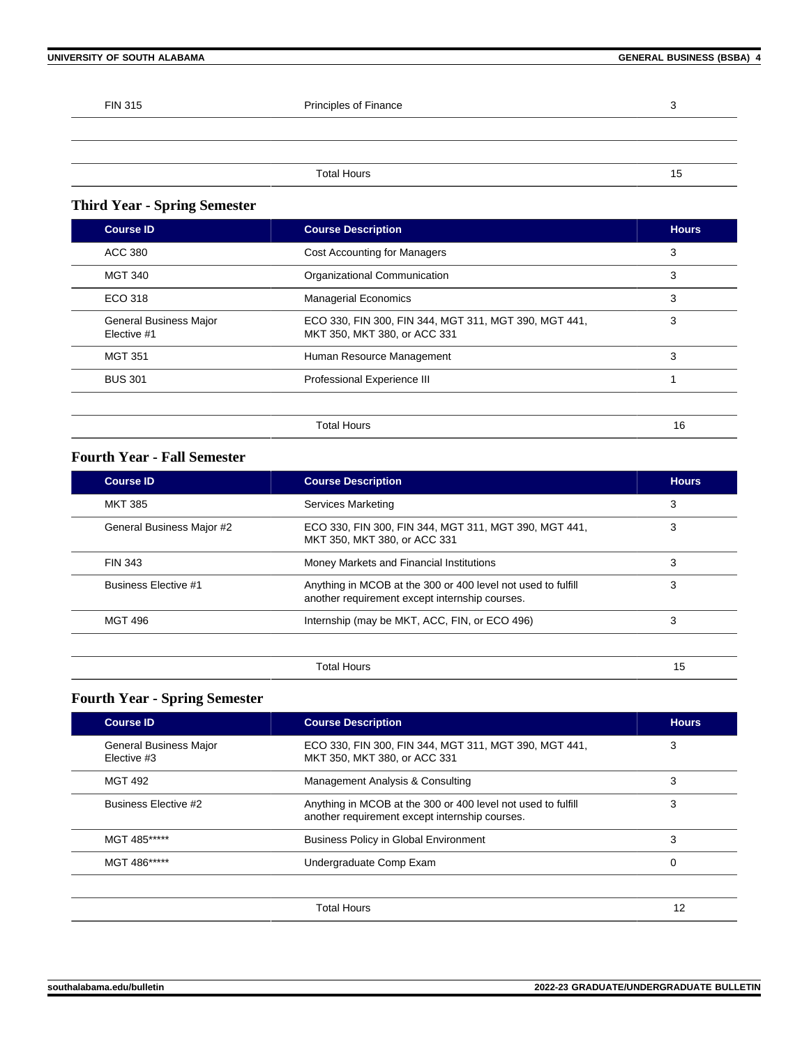| | | |
|---|---|---|
| FIN 315 | Principles of Finance | 3 |
| | | |
| | Total Hours | 15 |

### Third Year - Spring Semester

| Course ID | Course Description | Hours |
|---|---|---|
| ACC 380 | Cost Accounting for Managers | 3 |
| MGT 340 | Organizational Communication | 3 |
| ECO 318 | Managerial Economics | 3 |
| General Business Major Elective #1 | ECO 330, FIN 300, FIN 344, MGT 311, MGT 390, MGT 441, MKT 350, MKT 380, or ACC 331 | 3 |
| MGT 351 | Human Resource Management | 3 |
| BUS 301 | Professional Experience III | 1 |
| | | |
| | Total Hours | 16 |

### Fourth Year - Fall Semester

| Course ID | Course Description | Hours |
|---|---|---|
| MKT 385 | Services Marketing | 3 |
| General Business Major #2 | ECO 330, FIN 300, FIN 344, MGT 311, MGT 390, MGT 441, MKT 350, MKT 380, or ACC 331 | 3 |
| FIN 343 | Money Markets and Financial Institutions | 3 |
| Business Elective #1 | Anything in MCOB at the 300 or 400 level not used to fulfill another requirement except internship courses. | 3 |
| MGT 496 | Internship (may be MKT, ACC, FIN, or ECO 496) | 3 |
| | | |
| | Total Hours | 15 |

### Fourth Year - Spring Semester

| Course ID | Course Description | Hours |
|---|---|---|
| General Business Major Elective #3 | ECO 330, FIN 300, FIN 344, MGT 311, MGT 390, MGT 441, MKT 350, MKT 380, or ACC 331 | 3 |
| MGT 492 | Management Analysis & Consulting | 3 |
| Business Elective #2 | Anything in MCOB at the 300 or 400 level not used to fulfill another requirement except internship courses. | 3 |
| MGT 485***** | Business Policy in Global Environment | 3 |
| MGT 486***** | Undergraduate Comp Exam | 0 |
| | | |
| | Total Hours | 12 |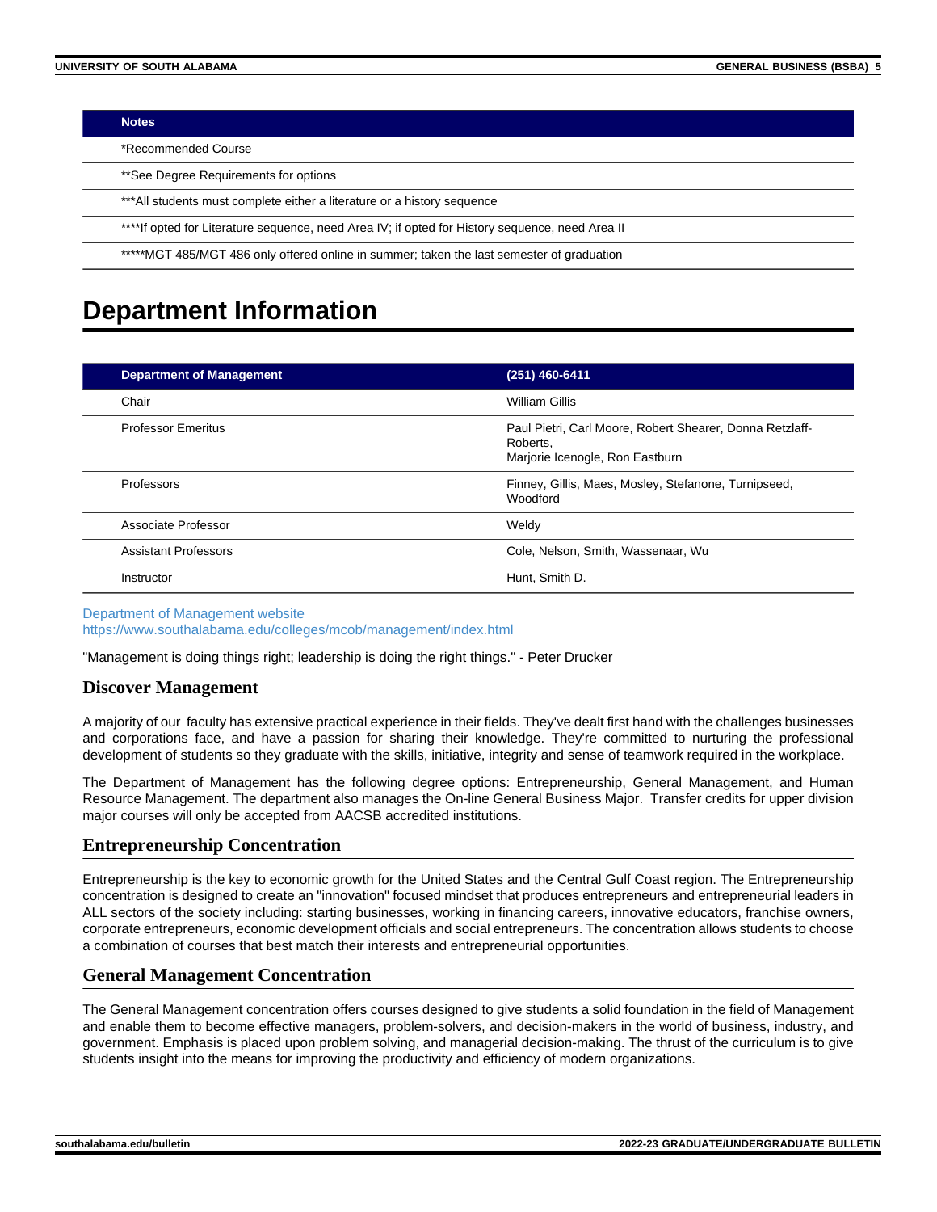| Notes |
| --- |
| *Recommended Course |
| **See Degree Requirements for options |
| ***All students must complete either a literature or a history sequence |
| ****If opted for Literature sequence, need Area IV; if opted for History sequence, need Area II |
| *****MGT 485/MGT 486 only offered online in summer; taken the last semester of graduation |

# Department Information

| Department of Management | (251) 460-6411 |
| --- | --- |
| Chair | William Gillis |
| Professor Emeritus | Paul Pietri, Carl Moore, Robert Shearer, Donna Retzlaff-Roberts, Marjorie Icenogle, Ron Eastburn |
| Professors | Finney, Gillis, Maes, Mosley, Stefanone, Turnipseed, Woodford |
| Associate Professor | Weldy |
| Assistant Professors | Cole, Nelson, Smith, Wassenaar, Wu |
| Instructor | Hunt, Smith D. |

Department of Management website
https://www.southalabama.edu/colleges/mcob/management/index.html

"Management is doing things right; leadership is doing the right things." - Peter Drucker

## Discover Management

A majority of our faculty has extensive practical experience in their fields. They've dealt first hand with the challenges businesses and corporations face, and have a passion for sharing their knowledge. They're committed to nurturing the professional development of students so they graduate with the skills, initiative, integrity and sense of teamwork required in the workplace.

The Department of Management has the following degree options: Entrepreneurship, General Management, and Human Resource Management. The department also manages the On-line General Business Major. Transfer credits for upper division major courses will only be accepted from AACSB accredited institutions.

## Entrepreneurship Concentration

Entrepreneurship is the key to economic growth for the United States and the Central Gulf Coast region. The Entrepreneurship concentration is designed to create an "innovation" focused mindset that produces entrepreneurs and entrepreneurial leaders in ALL sectors of the society including: starting businesses, working in financing careers, innovative educators, franchise owners, corporate entrepreneurs, economic development officials and social entrepreneurs. The concentration allows students to choose a combination of courses that best match their interests and entrepreneurial opportunities.

## General Management Concentration

The General Management concentration offers courses designed to give students a solid foundation in the field of Management and enable them to become effective managers, problem-solvers, and decision-makers in the world of business, industry, and government. Emphasis is placed upon problem solving, and managerial decision-making. The thrust of the curriculum is to give students insight into the means for improving the productivity and efficiency of modern organizations.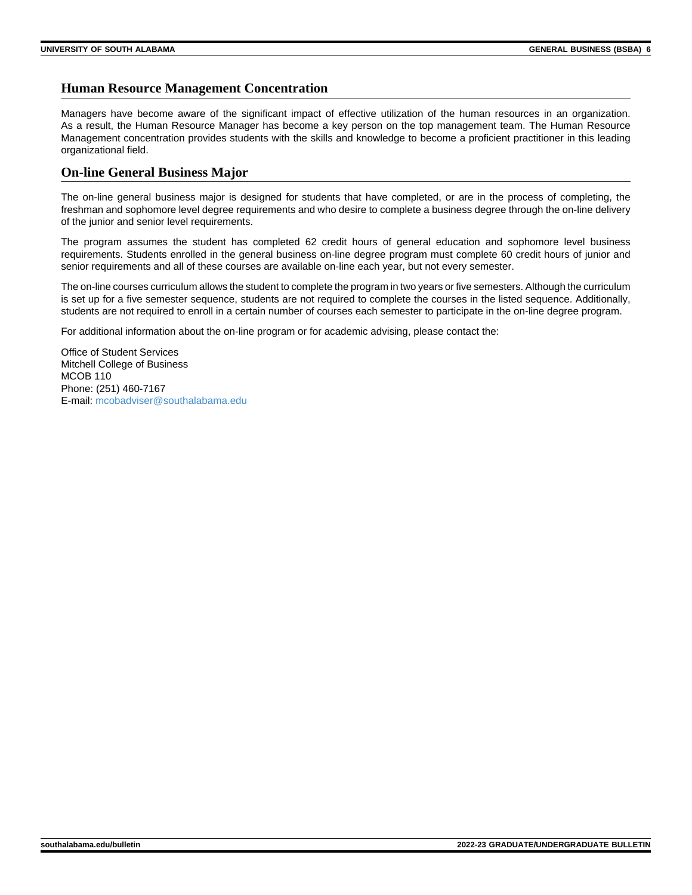## Human Resource Management Concentration

Managers have become aware of the significant impact of effective utilization of the human resources in an organization. As a result, the Human Resource Manager has become a key person on the top management team. The Human Resource Management concentration provides students with the skills and knowledge to become a proficient practitioner in this leading organizational field.

## On-line General Business Major

The on-line general business major is designed for students that have completed, or are in the process of completing, the freshman and sophomore level degree requirements and who desire to complete a business degree through the on-line delivery of the junior and senior level requirements.

The program assumes the student has completed 62 credit hours of general education and sophomore level business requirements. Students enrolled in the general business on-line degree program must complete 60 credit hours of junior and senior requirements and all of these courses are available on-line each year, but not every semester.

The on-line courses curriculum allows the student to complete the program in two years or five semesters. Although the curriculum is set up for a five semester sequence, students are not required to complete the courses in the listed sequence. Additionally, students are not required to enroll in a certain number of courses each semester to participate in the on-line degree program.

For additional information about the on-line program or for academic advising, please contact the:

Office of Student Services
Mitchell College of Business
MCOB 110
Phone: (251) 460-7167
E-mail: mcobadviser@southalabama.edu